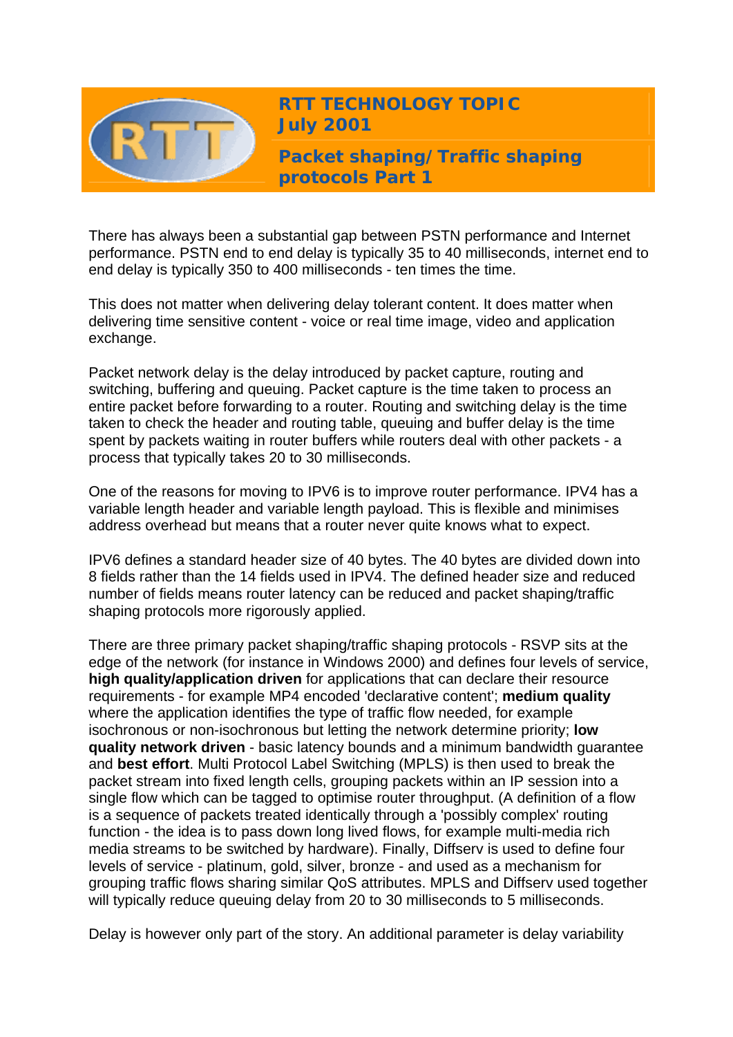# RTT TECHNOLOGY TOPIC
## July 2001

## Packet shaping/Traffic shaping protocols Part 1

There has always been a substantial gap between PSTN performance and Internet performance. PSTN end to end delay is typically 35 to 40 milliseconds, internet end to end delay is typically 350 to 400 milliseconds - ten times the time.

This does not matter when delivering delay tolerant content. It does matter when delivering time sensitive content - voice or real time image, video and application exchange.

Packet network delay is the delay introduced by packet capture, routing and switching, buffering and queuing. Packet capture is the time taken to process an entire packet before forwarding to a router. Routing and switching delay is the time taken to check the header and routing table, queuing and buffer delay is the time spent by packets waiting in router buffers while routers deal with other packets - a process that typically takes 20 to 30 milliseconds.

One of the reasons for moving to IPV6 is to improve router performance. IPV4 has a variable length header and variable length payload. This is flexible and minimises address overhead but means that a router never quite knows what to expect.

IPV6 defines a standard header size of 40 bytes. The 40 bytes are divided down into 8 fields rather than the 14 fields used in IPV4. The defined header size and reduced number of fields means router latency can be reduced and packet shaping/traffic shaping protocols more rigorously applied.

There are three primary packet shaping/traffic shaping protocols - RSVP sits at the edge of the network (for instance in Windows 2000) and defines four levels of service, **high quality/application driven** for applications that can declare their resource requirements - for example MP4 encoded 'declarative content'; **medium quality** where the application identifies the type of traffic flow needed, for example isochronous or non-isochronous but letting the network determine priority; **low quality network driven** - basic latency bounds and a minimum bandwidth guarantee and **best effort**. Multi Protocol Label Switching (MPLS) is then used to break the packet stream into fixed length cells, grouping packets within an IP session into a single flow which can be tagged to optimise router throughput. (A definition of a flow is a sequence of packets treated identically through a 'possibly complex' routing function - the idea is to pass down long lived flows, for example multi-media rich media streams to be switched by hardware). Finally, Diffserv is used to define four levels of service - platinum, gold, silver, bronze - and used as a mechanism for grouping traffic flows sharing similar QoS attributes. MPLS and Diffserv used together will typically reduce queuing delay from 20 to 30 milliseconds to 5 milliseconds.

Delay is however only part of the story. An additional parameter is delay variability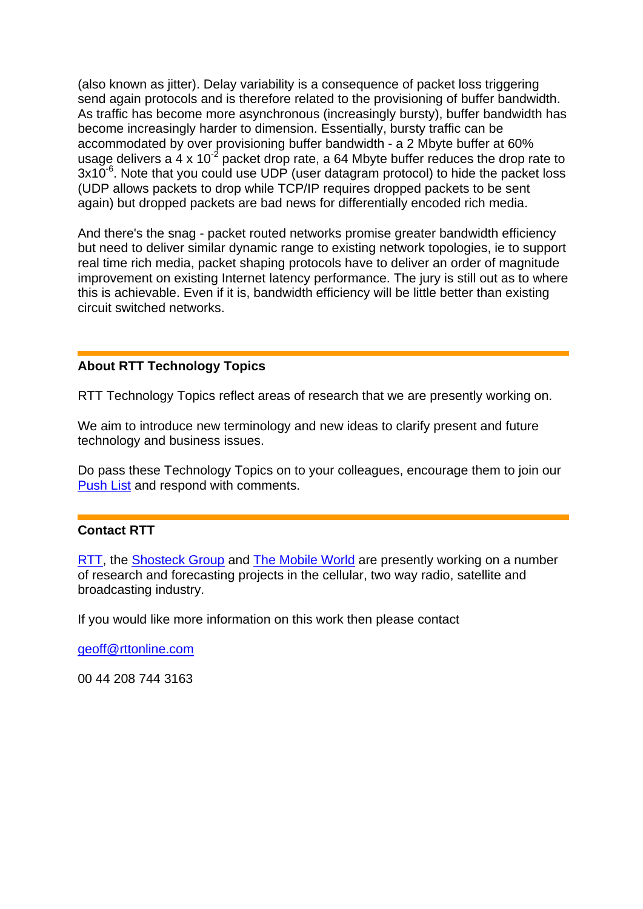(also known as jitter). Delay variability is a consequence of packet loss triggering send again protocols and is therefore related to the provisioning of buffer bandwidth. As traffic has become more asynchronous (increasingly bursty), buffer bandwidth has become increasingly harder to dimension. Essentially, bursty traffic can be accommodated by over provisioning buffer bandwidth - a 2 Mbyte buffer at 60% usage delivers a $4 \times 10^{-2}$ packet drop rate, a 64 Mbyte buffer reduces the drop rate to $3 \times 10^{-6}$. Note that you could use UDP (user datagram protocol) to hide the packet loss (UDP allows packets to drop while TCP/IP requires dropped packets to be sent again) but dropped packets are bad news for differentially encoded rich media.

And there's the snag - packet routed networks promise greater bandwidth efficiency but need to deliver similar dynamic range to existing network topologies, ie to support real time rich media, packet shaping protocols have to deliver an order of magnitude improvement on existing Internet latency performance. The jury is still out as to where this is achievable. Even if it is, bandwidth efficiency will be little better than existing circuit switched networks.

---

**About RTT Technology Topics**

RTT Technology Topics reflect areas of research that we are presently working on.

We aim to introduce new terminology and new ideas to clarify present and future technology and business issues.

Do pass these Technology Topics on to your colleagues, encourage them to join our Push List and respond with comments.

---

**Contact RTT**

RTT, the Shosteck Group and The Mobile World are presently working on a number of research and forecasting projects in the cellular, two way radio, satellite and broadcasting industry.

If you would like more information on this work then please contact

geoff@rttonline.com

00 44 208 744 3163